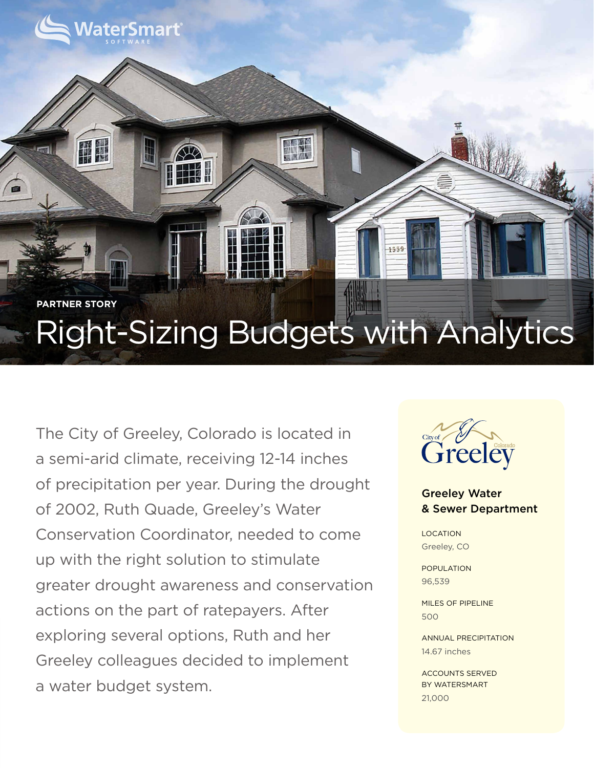WaterSmart SOFTWARE

PARTNER STORY

# Right-Sizing Budgets with Analytics

The City of Greeley, Colorado is located in a semi-arid climate, receiving 12-14 inches of precipitation per year. During the drought of 2002, Ruth Quade, Greeley's Water Conservation Coordinator, needed to come up with the right solution to stimulate greater drought awareness and conservation actions on the part of ratepayers. After exploring several options, Ruth and her Greeley colleagues decided to implement a water budget system.

City of Greeley Colorado

**Greeley Water & Sewer Department**

LOCATION
Greeley, CO

POPULATION
96,539

MILES OF PIPELINE
500

ANNUAL PRECIPITATION
14.67 inches

ACCOUNTS SERVED BY WATERSMART
21,000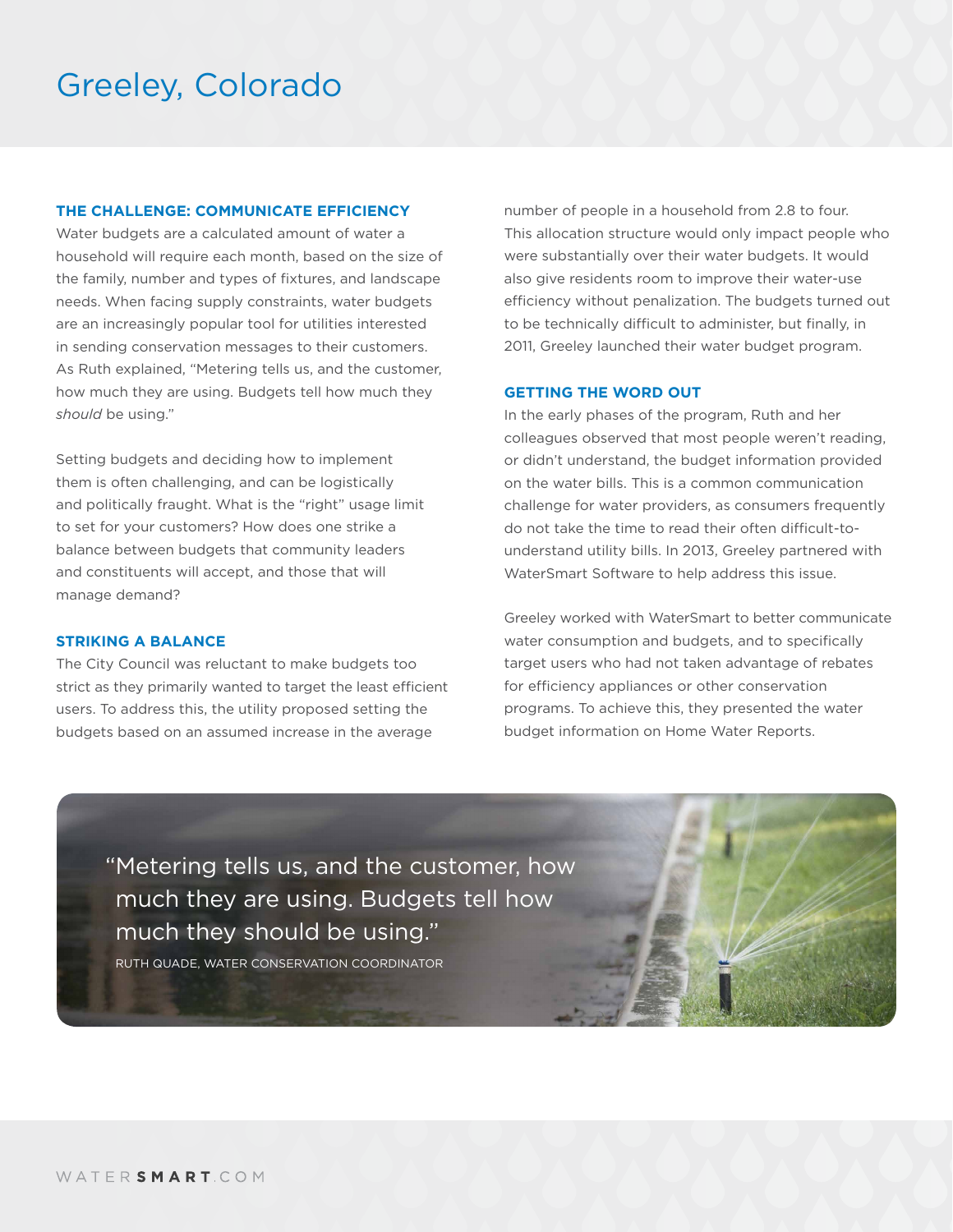# Greeley, Colorado

### THE CHALLENGE: COMMUNICATE EFFICIENCY

Water budgets are a calculated amount of water a household will require each month, based on the size of the family, number and types of fixtures, and landscape needs. When facing supply constraints, water budgets are an increasingly popular tool for utilities interested in sending conservation messages to their customers. As Ruth explained, "Metering tells us, and the customer, how much they are using. Budgets tell how much they *should* be using."

Setting budgets and deciding how to implement them is often challenging, and can be logistically and politically fraught. What is the "right" usage limit to set for your customers? How does one strike a balance between budgets that community leaders and constituents will accept, and those that will manage demand?

### STRIKING A BALANCE

The City Council was reluctant to make budgets too strict as they primarily wanted to target the least efficient users. To address this, the utility proposed setting the budgets based on an assumed increase in the average number of people in a household from 2.8 to four. This allocation structure would only impact people who were substantially over their water budgets. It would also give residents room to improve their water-use efficiency without penalization. The budgets turned out to be technically difficult to administer, but finally, in 2011, Greeley launched their water budget program.

### GETTING THE WORD OUT

In the early phases of the program, Ruth and her colleagues observed that most people weren't reading, or didn't understand, the budget information provided on the water bills. This is a common communication challenge for water providers, as consumers frequently do not take the time to read their often difficult-to-understand utility bills. In 2013, Greeley partnered with WaterSmart Software to help address this issue.

Greeley worked with WaterSmart to better communicate water consumption and budgets, and to specifically target users who had not taken advantage of rebates for efficiency appliances or other conservation programs. To achieve this, they presented the water budget information on Home Water Reports.

> "Metering tells us, and the customer, how much they are using. Budgets tell how much they should be using."
>
> RUTH QUADE, WATER CONSERVATION COORDINATOR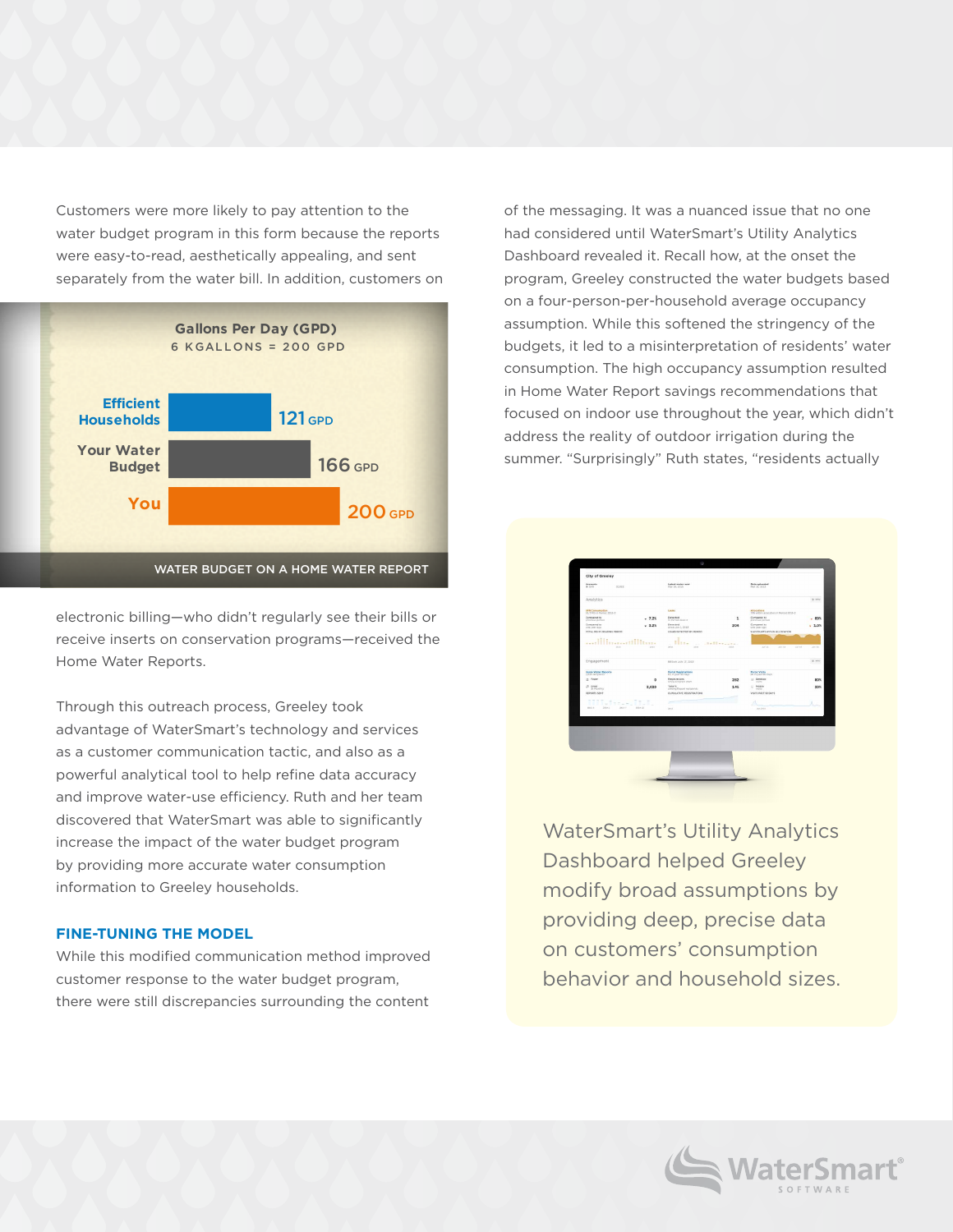Customers were more likely to pay attention to the water budget program in this form because the reports were easy-to-read, aesthetically appealing, and sent separately from the water bill. In addition, customers on electronic billing—who didn't regularly see their bills or receive inserts on conservation programs—received the Home Water Reports.

**Gallons Per Day (GPD)**
6 KGALLONS = 200 GPD

| | |
|---|---|
| Efficient Households | 121 GPD |
| Your Water Budget | 166 GPD |
| You | 200 GPD |

WATER BUDGET ON A HOME WATER REPORT

Through this outreach process, Greeley took advantage of WaterSmart's technology and services as a customer communication tactic, and also as a powerful analytical tool to help refine data accuracy and improve water-use efficiency. Ruth and her team discovered that WaterSmart was able to significantly increase the impact of the water budget program by providing more accurate water consumption information to Greeley households.

### FINE-TUNING THE MODEL

While this modified communication method improved customer response to the water budget program, there were still discrepancies surrounding the content of the messaging. It was a nuanced issue that no one had considered until WaterSmart's Utility Analytics Dashboard revealed it. Recall how, at the onset the program, Greeley constructed the water budgets based on a four-person-per-household average occupancy assumption. While this softened the stringency of the budgets, it led to a misinterpretation of residents' water consumption. The high occupancy assumption resulted in Home Water Report savings recommendations that focused on indoor use throughout the year, which didn't address the reality of outdoor irrigation during the summer. "Surprisingly" Ruth states, "residents actually

WaterSmart's Utility Analytics Dashboard helped Greeley modify broad assumptions by providing deep, precise data on customers' consumption behavior and household sizes.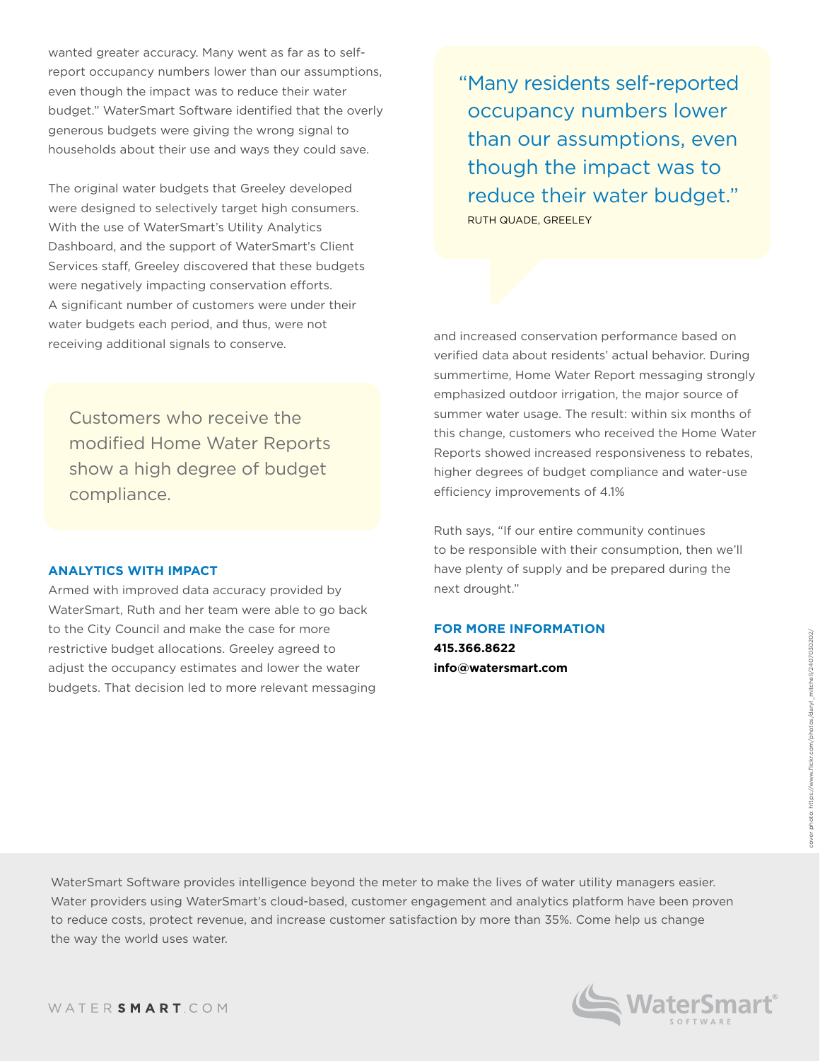wanted greater accuracy. Many went as far as to self-report occupancy numbers lower than our assumptions, even though the impact was to reduce their water budget." WaterSmart Software identified that the overly generous budgets were giving the wrong signal to households about their use and ways they could save.

The original water budgets that Greeley developed were designed to selectively target high consumers. With the use of WaterSmart's Utility Analytics Dashboard, and the support of WaterSmart's Client Services staff, Greeley discovered that these budgets were negatively impacting conservation efforts. A significant number of customers were under their water budgets each period, and thus, were not receiving additional signals to conserve.

> Customers who receive the modified Home Water Reports show a high degree of budget compliance.

### ANALYTICS WITH IMPACT

Armed with improved data accuracy provided by WaterSmart, Ruth and her team were able to go back to the City Council and make the case for more restrictive budget allocations. Greeley agreed to adjust the occupancy estimates and lower the water budgets. That decision led to more relevant messaging and increased conservation performance based on verified data about residents' actual behavior. During summertime, Home Water Report messaging strongly emphasized outdoor irrigation, the major source of summer water usage. The result: within six months of this change, customers who received the Home Water Reports showed increased responsiveness to rebates, higher degrees of budget compliance and water-use efficiency improvements of 4.1%

> "Many residents self-reported occupancy numbers lower than our assumptions, even though the impact was to reduce their water budget."
>
> RUTH QUADE, GREELEY

Ruth says, "If our entire community continues to be responsible with their consumption, then we'll have plenty of supply and be prepared during the next drought."

### FOR MORE INFORMATION

**415.366.8622**
**info@watersmart.com**

cover photo: https://www.flickr.com/photos/daryl_mitchell/2407030202/

WaterSmart Software provides intelligence beyond the meter to make the lives of water utility managers easier. Water providers using WaterSmart's cloud-based, customer engagement and analytics platform have been proven to reduce costs, protect revenue, and increase customer satisfaction by more than 35%. Come help us change the way the world uses water.

WATER**SMART**.COM

WaterSmart® SOFTWARE